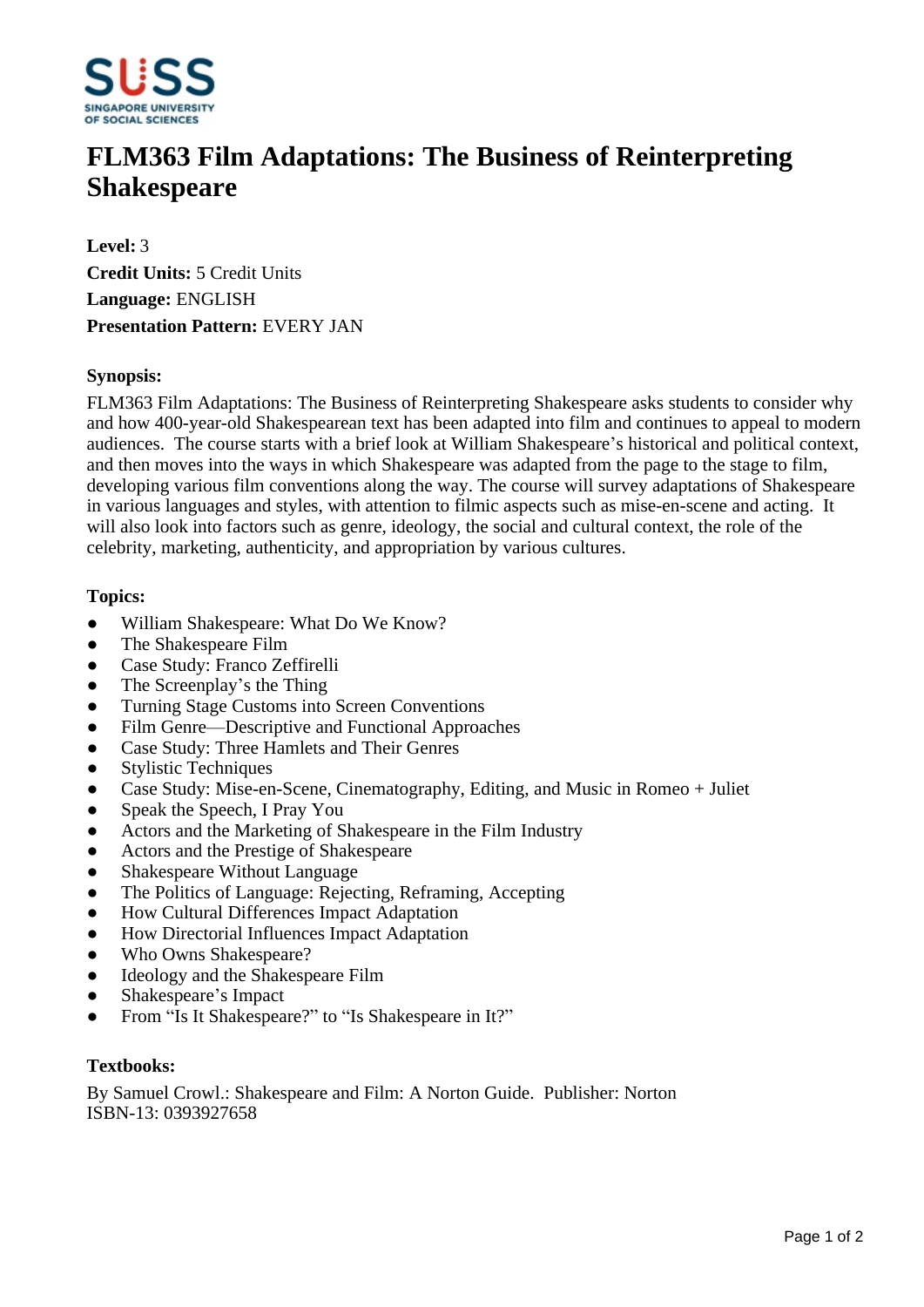# FLM363 Film Adaptations: The Business of Reinterpreting Shakespeare

**Level:** 3

**Credit Units:** 5 Credit Units

**Language:** ENGLISH

**Presentation Pattern:** EVERY JAN

**Synopsis:**

FLM363 Film Adaptations: The Business of Reinterpreting Shakespeare asks students to consider why and how 400-year-old Shakespearean text has been adapted into film and continues to appeal to modern audiences. The course starts with a brief look at William Shakespeare's historical and political context, and then moves into the ways in which Shakespeare was adapted from the page to the stage to film, developing various film conventions along the way. The course will survey adaptations of Shakespeare in various languages and styles, with attention to filmic aspects such as mise-en-scene and acting. It will also look into factors such as genre, ideology, the social and cultural context, the role of the celebrity, marketing, authenticity, and appropriation by various cultures.

**Topics:**

- William Shakespeare: What Do We Know?
- The Shakespeare Film
- Case Study: Franco Zeffirelli
- The Screenplay's the Thing
- Turning Stage Customs into Screen Conventions
- Film Genre—Descriptive and Functional Approaches
- Case Study: Three Hamlets and Their Genres
- Stylistic Techniques
- Case Study: Mise-en-Scene, Cinematography, Editing, and Music in Romeo + Juliet
- Speak the Speech, I Pray You
- Actors and the Marketing of Shakespeare in the Film Industry
- Actors and the Prestige of Shakespeare
- Shakespeare Without Language
- The Politics of Language: Rejecting, Reframing, Accepting
- How Cultural Differences Impact Adaptation
- How Directorial Influences Impact Adaptation
- Who Owns Shakespeare?
- Ideology and the Shakespeare Film
- Shakespeare's Impact
- From "Is It Shakespeare?" to "Is Shakespeare in It?"

**Textbooks:**

By Samuel Crowl.: Shakespeare and Film: A Norton Guide. Publisher: Norton
ISBN-13: 0393927658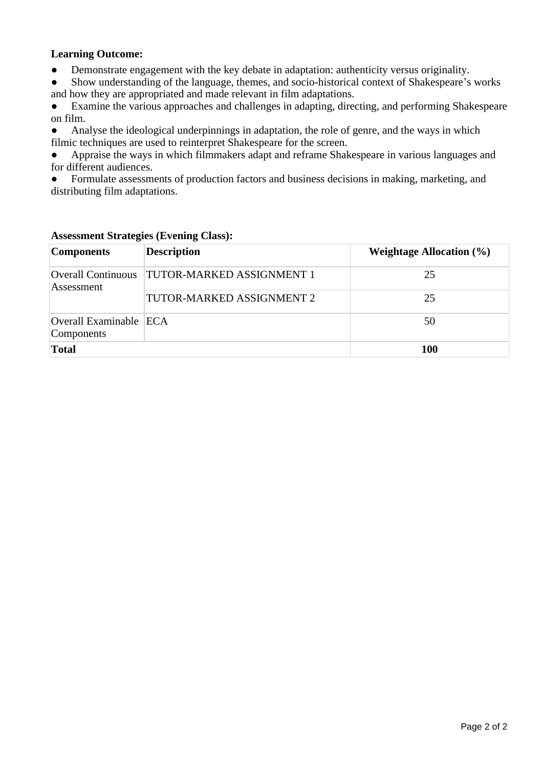**Learning Outcome:**

- Demonstrate engagement with the key debate in adaptation: authenticity versus originality.
- Show understanding of the language, themes, and socio-historical context of Shakespeare's works and how they are appropriated and made relevant in film adaptations.
- Examine the various approaches and challenges in adapting, directing, and performing Shakespeare on film.
- Analyse the ideological underpinnings in adaptation, the role of genre, and the ways in which filmic techniques are used to reinterpret Shakespeare for the screen.
- Appraise the ways in which filmmakers adapt and reframe Shakespeare in various languages and for different audiences.
- Formulate assessments of production factors and business decisions in making, marketing, and distributing film adaptations.

**Assessment Strategies (Evening Class):**

| **Components** | **Description** | **Weightage Allocation (%)** |
|---|---|---|
| Overall Continuous Assessment | TUTOR-MARKED ASSIGNMENT 1 | 25 |
| | TUTOR-MARKED ASSIGNMENT 2 | 25 |
| Overall Examinable Components | ECA | 50 |
| **Total** | | **100** |